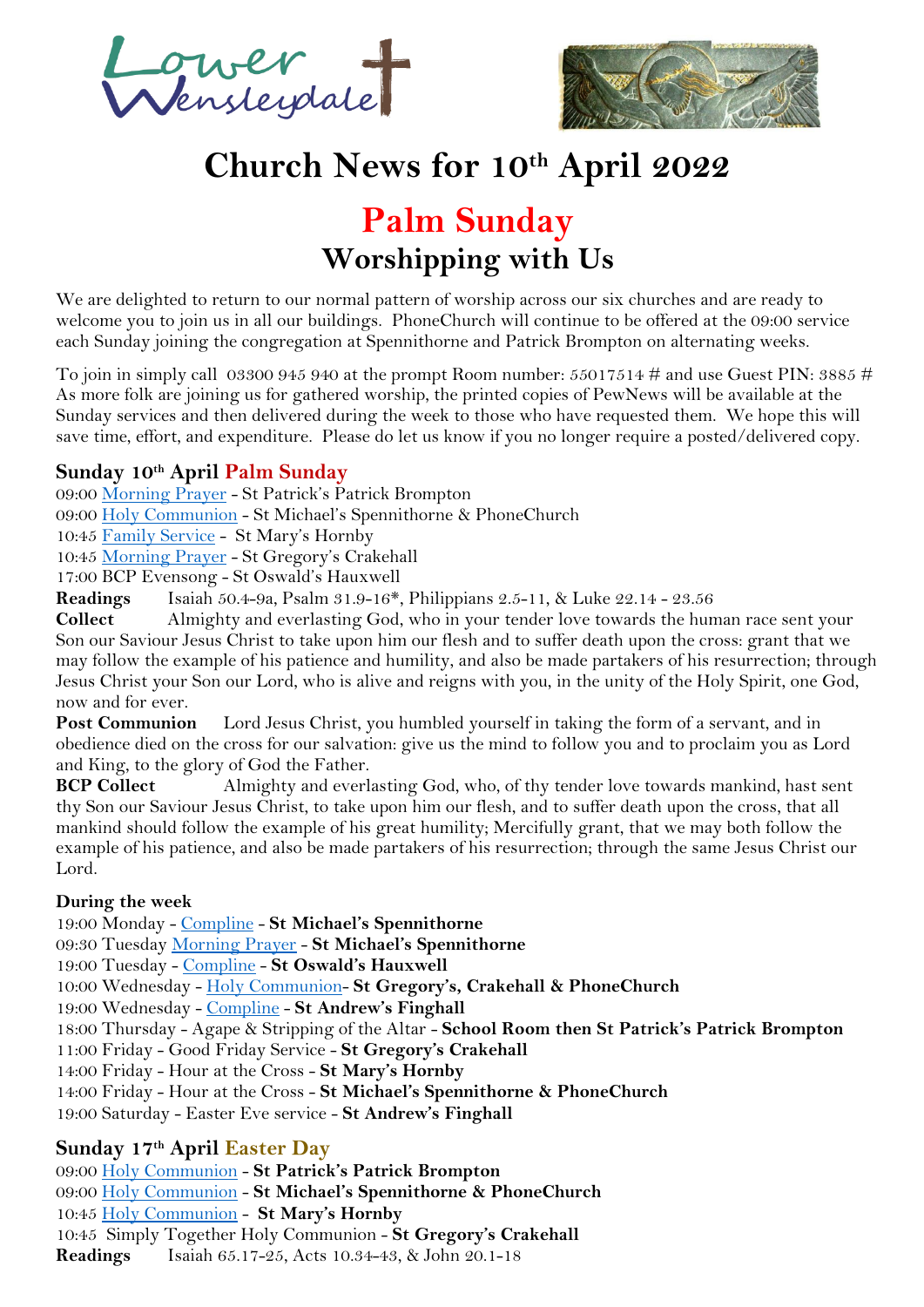# Church News for 10th April 2022

## Palm Sunday

## Worshipping with Us

We are delighted to return to our normal pattern of worship across our six churches and are ready to welcome you to join us in all our buildings. PhoneChurch will continue to be offered at the 09:00 service each Sunday joining the congregation at Spennithorne and Patrick Brompton on alternating weeks.

To join in simply call 03300 945 940 at the prompt Room number: 55017514 # and use Guest PIN: 3885 # As more folk are joining us for gathered worship, the printed copies of PewNews will be available at the Sunday services and then delivered during the week to those who have requested them. We hope this will save time, effort, and expenditure. Please do let us know if you no longer require a posted/delivered copy.

### Sunday 10th April Palm Sunday

09:00 Morning Prayer - St Patrick's Patrick Brompton
09:00 Holy Communion - St Michael's Spennithorne & PhoneChurch
10:45 Family Service - St Mary's Hornby
10:45 Morning Prayer - St Gregory's Crakehall
17:00 BCP Evensong - St Oswald's Hauxwell

**Readings** Isaiah 50.4-9a, Psalm 31.9-16*, Philippians 2.5-11, & Luke 22.14 - 23.56

**Collect** Almighty and everlasting God, who in your tender love towards the human race sent your Son our Saviour Jesus Christ to take upon him our flesh and to suffer death upon the cross: grant that we may follow the example of his patience and humility, and also be made partakers of his resurrection; through Jesus Christ your Son our Lord, who is alive and reigns with you, in the unity of the Holy Spirit, one God, now and for ever.

**Post Communion** Lord Jesus Christ, you humbled yourself in taking the form of a servant, and in obedience died on the cross for our salvation: give us the mind to follow you and to proclaim you as Lord and King, to the glory of God the Father.

**BCP Collect** Almighty and everlasting God, who, of thy tender love towards mankind, hast sent thy Son our Saviour Jesus Christ, to take upon him our flesh, and to suffer death upon the cross, that all mankind should follow the example of his great humility; Mercifully grant, that we may both follow the example of his patience, and also be made partakers of his resurrection; through the same Jesus Christ our Lord.

**During the week**

19:00 Monday - Compline - **St Michael's Spennithorne**
09:30 Tuesday Morning Prayer - **St Michael's Spennithorne**
19:00 Tuesday - Compline - **St Oswald's Hauxwell**
10:00 Wednesday - Holy Communion- **St Gregory's, Crakehall & PhoneChurch**
19:00 Wednesday - Compline - **St Andrew's Finghall**
18:00 Thursday - Agape & Stripping of the Altar - **School Room then St Patrick's Patrick Brompton**
11:00 Friday - Good Friday Service - **St Gregory's Crakehall**
14:00 Friday - Hour at the Cross - **St Mary's Hornby**
14:00 Friday - Hour at the Cross - **St Michael's Spennithorne & PhoneChurch**
19:00 Saturday - Easter Eve service - **St Andrew's Finghall**

### Sunday 17th April Easter Day

09:00 Holy Communion - **St Patrick's Patrick Brompton**
09:00 Holy Communion - **St Michael's Spennithorne & PhoneChurch**
10:45 Holy Communion - **St Mary's Hornby**
10:45 Simply Together Holy Communion - **St Gregory's Crakehall**

**Readings** Isaiah 65.17-25, Acts 10.34-43, & John 20.1-18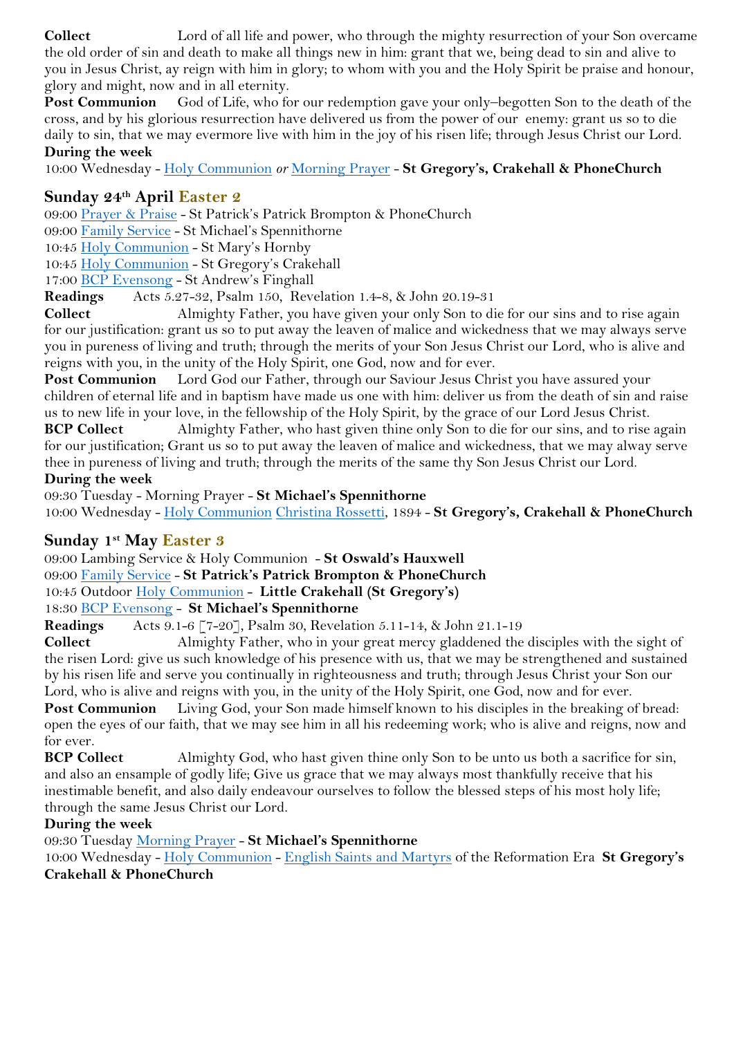**Collect** Lord of all life and power, who through the mighty resurrection of your Son overcame the old order of sin and death to make all things new in him: grant that we, being dead to sin and alive to you in Jesus Christ, ay reign with him in glory; to whom with you and the Holy Spirit be praise and honour, glory and might, now and in all eternity.

**Post Communion** God of Life, who for our redemption gave your only–begotten Son to the death of the cross, and by his glorious resurrection have delivered us from the power of our enemy: grant us so to die daily to sin, that we may evermore live with him in the joy of his risen life; through Jesus Christ our Lord.

**During the week**

10:00 Wednesday - Holy Communion *or* Morning Prayer - **St Gregory's, Crakehall & PhoneChurch**

## Sunday 24th April Easter 2

09:00 Prayer & Praise - St Patrick's Patrick Brompton & PhoneChurch
09:00 Family Service - St Michael's Spennithorne
10:45 Holy Communion - St Mary's Hornby
10:45 Holy Communion - St Gregory's Crakehall
17:00 BCP Evensong - St Andrew's Finghall

**Readings** Acts 5.27-32, Psalm 150, Revelation 1.4-8, & John 20.19-31

**Collect** Almighty Father, you have given your only Son to die for our sins and to rise again for our justification: grant us so to put away the leaven of malice and wickedness that we may always serve you in pureness of living and truth; through the merits of your Son Jesus Christ our Lord, who is alive and reigns with you, in the unity of the Holy Spirit, one God, now and for ever.

**Post Communion** Lord God our Father, through our Saviour Jesus Christ you have assured your children of eternal life and in baptism have made us one with him: deliver us from the death of sin and raise us to new life in your love, in the fellowship of the Holy Spirit, by the grace of our Lord Jesus Christ.

**BCP Collect** Almighty Father, who hast given thine only Son to die for our sins, and to rise again for our justification; Grant us so to put away the leaven of malice and wickedness, that we may alway serve thee in pureness of living and truth; through the merits of the same thy Son Jesus Christ our Lord.

**During the week**

09:30 Tuesday - Morning Prayer - **St Michael's Spennithorne**
10:00 Wednesday - Holy Communion Christina Rossetti, 1894 - **St Gregory's, Crakehall & PhoneChurch**

## Sunday 1st May Easter 3

09:00 Lambing Service & Holy Communion - **St Oswald's Hauxwell**
09:00 Family Service - **St Patrick's Patrick Brompton & PhoneChurch**
10:45 Outdoor Holy Communion - **Little Crakehall (St Gregory's)**
18:30 BCP Evensong - **St Michael's Spennithorne**

**Readings** Acts 9.1-6 [7-20], Psalm 30, Revelation 5.11-14, & John 21.1-19

**Collect** Almighty Father, who in your great mercy gladdened the disciples with the sight of the risen Lord: give us such knowledge of his presence with us, that we may be strengthened and sustained by his risen life and serve you continually in righteousness and truth; through Jesus Christ your Son our Lord, who is alive and reigns with you, in the unity of the Holy Spirit, one God, now and for ever.

**Post Communion** Living God, your Son made himself known to his disciples in the breaking of bread: open the eyes of our faith, that we may see him in all his redeeming work; who is alive and reigns, now and for ever.

**BCP Collect** Almighty God, who hast given thine only Son to be unto us both a sacrifice for sin, and also an ensample of godly life; Give us grace that we may always most thankfully receive that his inestimable benefit, and also daily endeavour ourselves to follow the blessed steps of his most holy life; through the same Jesus Christ our Lord.

**During the week**

09:30 Tuesday Morning Prayer - **St Michael's Spennithorne**
10:00 Wednesday - Holy Communion - English Saints and Martyrs of the Reformation Era **St Gregory's Crakehall & PhoneChurch**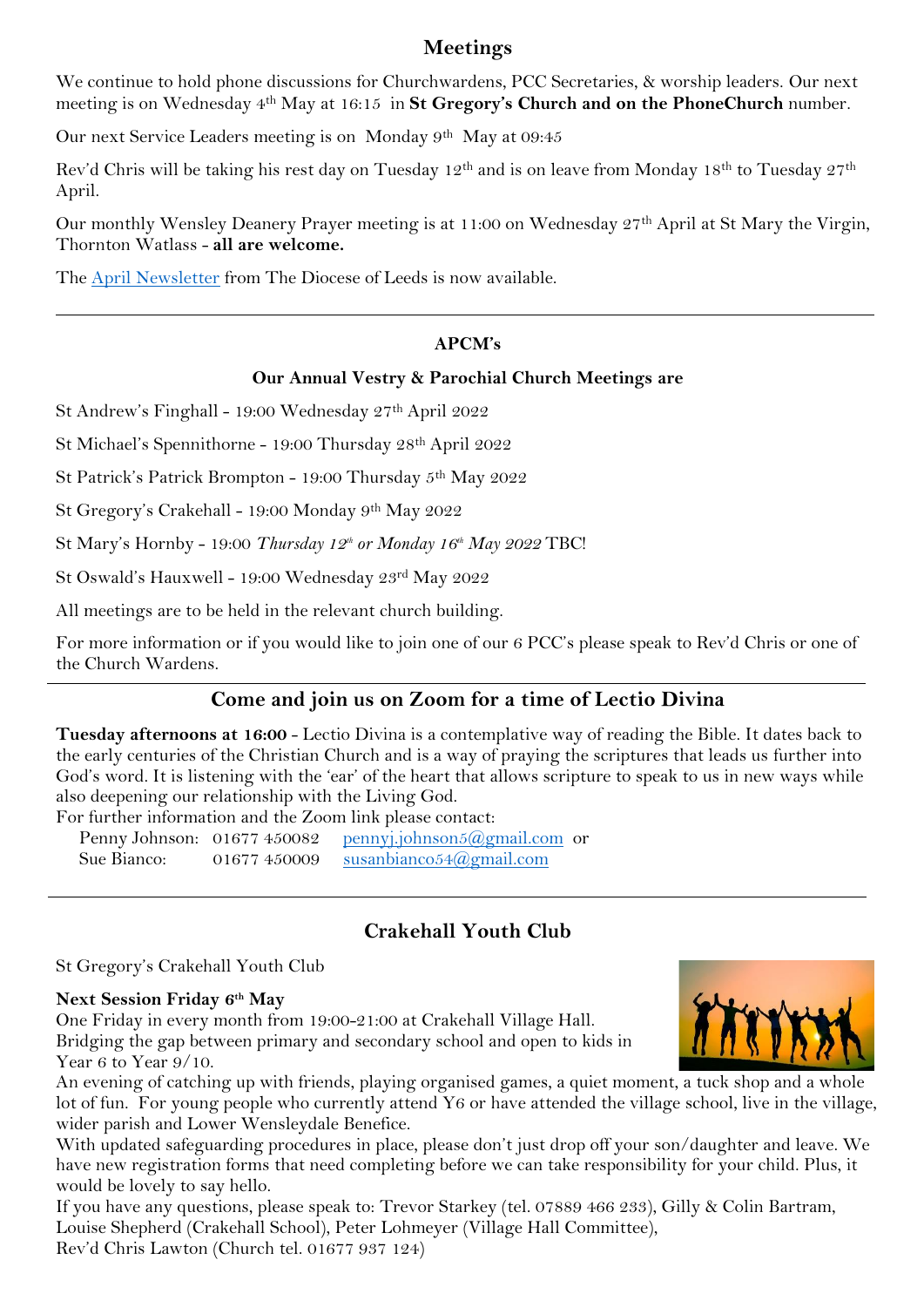## Meetings

We continue to hold phone discussions for Churchwardens, PCC Secretaries, & worship leaders. Our next meeting is on Wednesday 4th May at 16:15 in **St Gregory's Church and on the PhoneChurch** number.

Our next Service Leaders meeting is on Monday 9th May at 09:45

Rev'd Chris will be taking his rest day on Tuesday 12th and is on leave from Monday 18th to Tuesday 27th April.

Our monthly Wensley Deanery Prayer meeting is at 11:00 on Wednesday 27th April at St Mary the Virgin, Thornton Watlass - **all are welcome.**

The April Newsletter from The Diocese of Leeds is now available.

---

### APCM's

**Our Annual Vestry & Parochial Church Meetings are**

St Andrew's Finghall - 19:00 Wednesday 27th April 2022

St Michael's Spennithorne - 19:00 Thursday 28th April 2022

St Patrick's Patrick Brompton - 19:00 Thursday 5th May 2022

St Gregory's Crakehall - 19:00 Monday 9th May 2022

St Mary's Hornby - 19:00 *Thursday 12th or Monday 16th May 2022* TBC!

St Oswald's Hauxwell - 19:00 Wednesday 23rd May 2022

All meetings are to be held in the relevant church building.

For more information or if you would like to join one of our 6 PCC's please speak to Rev'd Chris or one of the Church Wardens.

---

## Come and join us on Zoom for a time of Lectio Divina

**Tuesday afternoons at 16:00** - Lectio Divina is a contemplative way of reading the Bible. It dates back to the early centuries of the Christian Church and is a way of praying the scriptures that leads us further into God's word. It is listening with the 'ear' of the heart that allows scripture to speak to us in new ways while also deepening our relationship with the Living God.

For further information and the Zoom link please contact:

Penny Johnson: 01677 450082 pennyj.johnson5@gmail.com or
Sue Bianco: 01677 450009 susanbianco54@gmail.com

---

## Crakehall Youth Club

St Gregory's Crakehall Youth Club

**Next Session Friday 6th May**

One Friday in every month from 19:00-21:00 at Crakehall Village Hall.
Bridging the gap between primary and secondary school and open to kids in Year 6 to Year 9/10.

An evening of catching up with friends, playing organised games, a quiet moment, a tuck shop and a whole lot of fun. For young people who currently attend Y6 or have attended the village school, live in the village, wider parish and Lower Wensleydale Benefice.

With updated safeguarding procedures in place, please don't just drop off your son/daughter and leave. We have new registration forms that need completing before we can take responsibility for your child. Plus, it would be lovely to say hello.

If you have any questions, please speak to: Trevor Starkey (tel. 07889 466 233), Gilly & Colin Bartram, Louise Shepherd (Crakehall School), Peter Lohmeyer (Village Hall Committee),
Rev'd Chris Lawton (Church tel. 01677 937 124)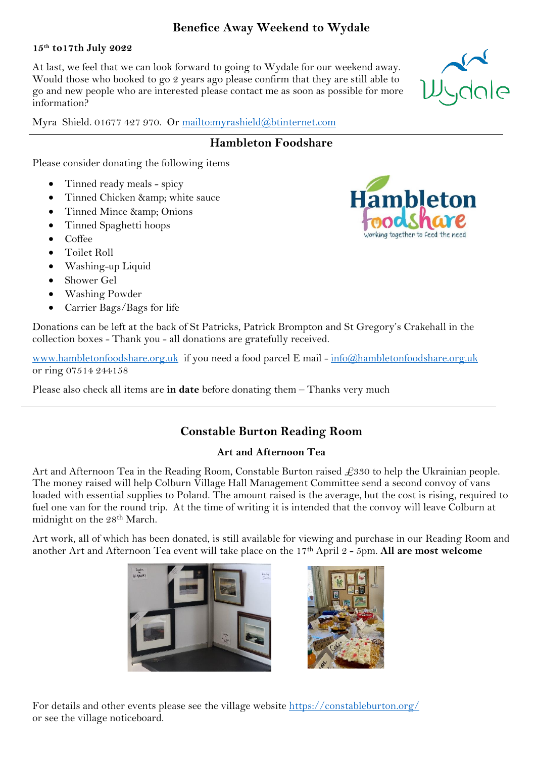## Benefice Away Weekend to Wydale

**15th to17th July 2022**

At last, we feel that we can look forward to going to Wydale for our weekend away. Would those who booked to go 2 years ago please confirm that they are still able to go and new people who are interested please contact me as soon as possible for more information?

Myra Shield. 01677 427 970. Or mailto:myrashield@btinternet.com

## Hambleton Foodshare

Please consider donating the following items

- Tinned ready meals - spicy
- Tinned Chicken &amp; white sauce
- Tinned Mince &amp; Onions
- Tinned Spaghetti hoops
- Coffee
- Toilet Roll
- Washing-up Liquid
- Shower Gel
- Washing Powder
- Carrier Bags/Bags for life

Donations can be left at the back of St Patricks, Patrick Brompton and St Gregory's Crakehall in the collection boxes - Thank you - all donations are gratefully received.

www.hambletonfoodshare.org.uk if you need a food parcel E mail - info@hambletonfoodshare.org.uk or ring 07514 244158

Please also check all items are **in date** before donating them – Thanks very much

## Constable Burton Reading Room

### Art and Afternoon Tea

Art and Afternoon Tea in the Reading Room, Constable Burton raised £330 to help the Ukrainian people. The money raised will help Colburn Village Hall Management Committee send a second convoy of vans loaded with essential supplies to Poland. The amount raised is the average, but the cost is rising, required to fuel one van for the round trip. At the time of writing it is intended that the convoy will leave Colburn at midnight on the 28th March.

Art work, all of which has been donated, is still available for viewing and purchase in our Reading Room and another Art and Afternoon Tea event will take place on the 17th April 2 - 5pm. **All are most welcome**

For details and other events please see the village website https://constableburton.org/ or see the village noticeboard.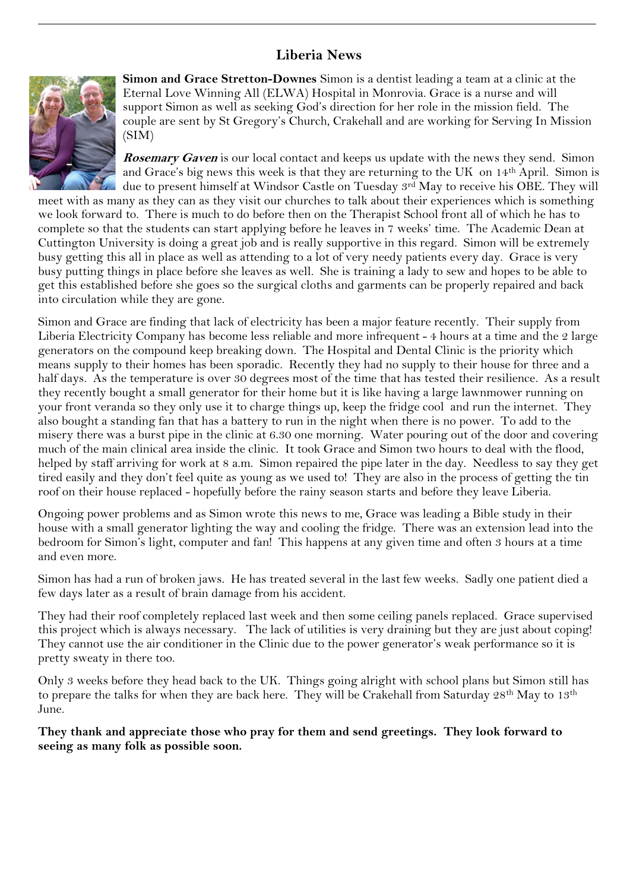## Liberia News

**Simon and Grace Stretton-Downes** Simon is a dentist leading a team at a clinic at the Eternal Love Winning All (ELWA) Hospital in Monrovia. Grace is a nurse and will support Simon as well as seeking God's direction for her role in the mission field. The couple are sent by St Gregory's Church, Crakehall and are working for Serving In Mission (SIM)

***Rosemary Gaven*** is our local contact and keeps us update with the news they send. Simon and Grace's big news this week is that they are returning to the UK on 14th April. Simon is due to present himself at Windsor Castle on Tuesday 3rd May to receive his OBE. They will meet with as many as they can as they visit our churches to talk about their experiences which is something we look forward to. There is much to do before then on the Therapist School front all of which he has to complete so that the students can start applying before he leaves in 7 weeks' time. The Academic Dean at Cuttington University is doing a great job and is really supportive in this regard. Simon will be extremely busy getting this all in place as well as attending to a lot of very needy patients every day. Grace is very busy putting things in place before she leaves as well. She is training a lady to sew and hopes to be able to get this established before she goes so the surgical cloths and garments can be properly repaired and back into circulation while they are gone.

Simon and Grace are finding that lack of electricity has been a major feature recently. Their supply from Liberia Electricity Company has become less reliable and more infrequent - 4 hours at a time and the 2 large generators on the compound keep breaking down. The Hospital and Dental Clinic is the priority which means supply to their homes has been sporadic. Recently they had no supply to their house for three and a half days. As the temperature is over 30 degrees most of the time that has tested their resilience. As a result they recently bought a small generator for their home but it is like having a large lawnmower running on your front veranda so they only use it to charge things up, keep the fridge cool and run the internet. They also bought a standing fan that has a battery to run in the night when there is no power. To add to the misery there was a burst pipe in the clinic at 6.30 one morning. Water pouring out of the door and covering much of the main clinical area inside the clinic. It took Grace and Simon two hours to deal with the flood, helped by staff arriving for work at 8 a.m. Simon repaired the pipe later in the day. Needless to say they get tired easily and they don't feel quite as young as we used to! They are also in the process of getting the tin roof on their house replaced - hopefully before the rainy season starts and before they leave Liberia.

Ongoing power problems and as Simon wrote this news to me, Grace was leading a Bible study in their house with a small generator lighting the way and cooling the fridge. There was an extension lead into the bedroom for Simon's light, computer and fan! This happens at any given time and often 3 hours at a time and even more.

Simon has had a run of broken jaws. He has treated several in the last few weeks. Sadly one patient died a few days later as a result of brain damage from his accident.

They had their roof completely replaced last week and then some ceiling panels replaced. Grace supervised this project which is always necessary. The lack of utilities is very draining but they are just about coping! They cannot use the air conditioner in the Clinic due to the power generator's weak performance so it is pretty sweaty in there too.

Only 3 weeks before they head back to the UK. Things going alright with school plans but Simon still has to prepare the talks for when they are back here. They will be Crakehall from Saturday 28th May to 13th June.

**They thank and appreciate those who pray for them and send greetings. They look forward to seeing as many folk as possible soon.**